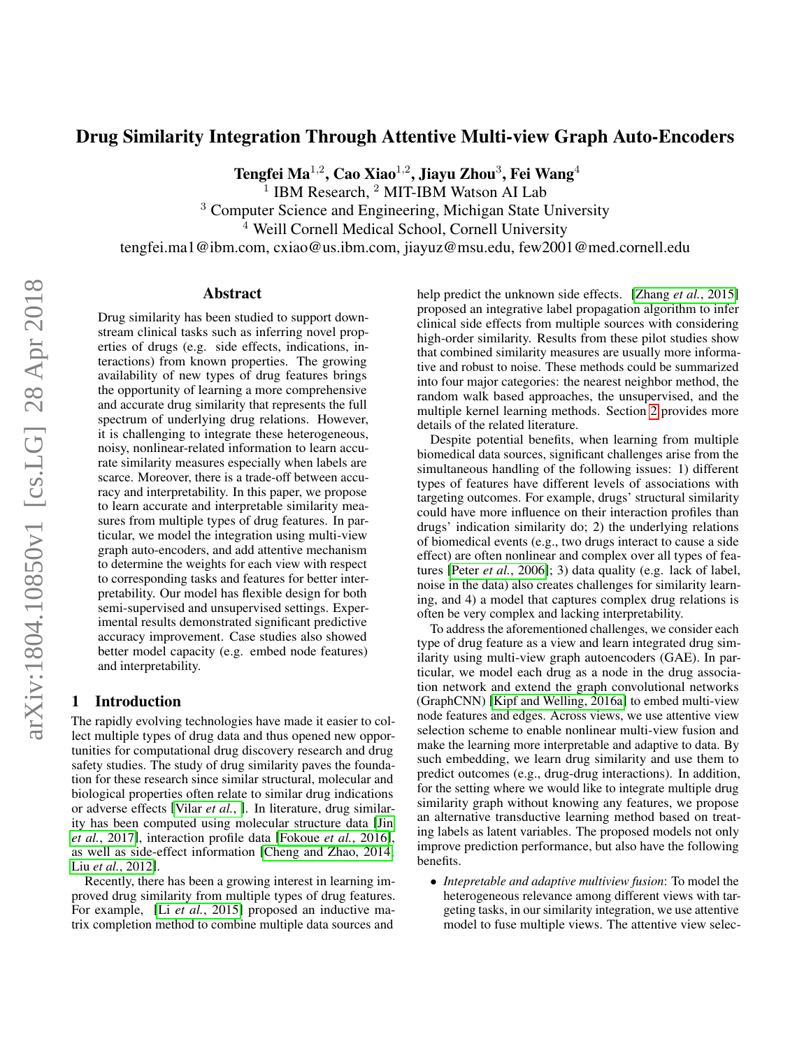# Drug Similarity Integration Through Attentive Multi-view Graph Auto-Encoders

**Tengfei Ma[1,2], Cao Xiao[1,2], Jiayu Zhou[3], Fei Wang[4]**

[1] IBM Research, [2] MIT-IBM Watson AI Lab

[3] Computer Science and Engineering, Michigan State University

[4] Weill Cornell Medical School, Cornell University

tengfei.ma1@ibm.com, cxiao@us.ibm.com, jiayuz@msu.edu, few2001@med.cornell.edu

## Abstract

Drug similarity has been studied to support downstream clinical tasks such as inferring novel properties of drugs (e.g. side effects, indications, interactions) from known properties. The growing availability of new types of drug features brings the opportunity of learning a more comprehensive and accurate drug similarity that represents the full spectrum of underlying drug relations. However, it is challenging to integrate these heterogeneous, noisy, nonlinear-related information to learn accurate similarity measures especially when labels are scarce. Moreover, there is a trade-off between accuracy and interpretability. In this paper, we propose to learn accurate and interpretable similarity measures from multiple types of drug features. In particular, we model the integration using multi-view graph auto-encoders, and add attentive mechanism to determine the weights for each view with respect to corresponding tasks and features for better interpretability. Our model has flexible design for both semi-supervised and unsupervised settings. Experimental results demonstrated significant predictive accuracy improvement. Case studies also showed better model capacity (e.g. embed node features) and interpretability.

## 1 Introduction

The rapidly evolving technologies have made it easier to collect multiple types of drug data and thus opened new opportunities for computational drug discovery research and drug safety studies. The study of drug similarity paves the foundation for these research since similar structural, molecular and biological properties often relate to similar drug indications or adverse effects [Vilar *et al.*, ]. In literature, drug similarity has been computed using molecular structure data [Jin *et al.*, 2017], interaction profile data [Fokoue *et al.*, 2016], as well as side-effect information [Cheng and Zhao, 2014; Liu *et al.*, 2012].

Recently, there has been a growing interest in learning improved drug similarity from multiple types of drug features. For example, [Li *et al.*, 2015] proposed an inductive matrix completion method to combine multiple data sources and help predict the unknown side effects. [Zhang *et al.*, 2015] proposed an integrative label propagation algorithm to infer clinical side effects from multiple sources with considering high-order similarity. Results from these pilot studies show that combined similarity measures are usually more informative and robust to noise. These methods could be summarized into four major categories: the nearest neighbor method, the random walk based approaches, the unsupervised, and the multiple kernel learning methods. Section 2 provides more details of the related literature.

Despite potential benefits, when learning from multiple biomedical data sources, significant challenges arise from the simultaneous handling of the following issues: 1) different types of features have different levels of associations with targeting outcomes. For example, drugs' structural similarity could have more influence on their interaction profiles than drugs' indication similarity do; 2) the underlying relations of biomedical events (e.g., two drugs interact to cause a side effect) are often nonlinear and complex over all types of features [Peter *et al.*, 2006]; 3) data quality (e.g. lack of label, noise in the data) also creates challenges for similarity learning, and 4) a model that captures complex drug relations is often be very complex and lacking interpretability.

To address the aforementioned challenges, we consider each type of drug feature as a view and learn integrated drug similarity using multi-view graph autoencoders (GAE). In particular, we model each drug as a node in the drug association network and extend the graph convolutional networks (GraphCNN) [Kipf and Welling, 2016a] to embed multi-view node features and edges. Across views, we use attentive view selection scheme to enable nonlinear multi-view fusion and make the learning more interpretable and adaptive to data. By such embedding, we learn drug similarity and use them to predict outcomes (e.g., drug-drug interactions). In addition, for the setting where we would like to integrate multiple drug similarity graph without knowing any features, we propose an alternative transductive learning method based on treating labels as latent variables. The proposed models not only improve prediction performance, but also have the following benefits.

- *Intepretable and adaptive multiview fusion*: To model the heterogeneous relevance among different views with targeting tasks, in our similarity integration, we use attentive model to fuse multiple views. The attentive view selec-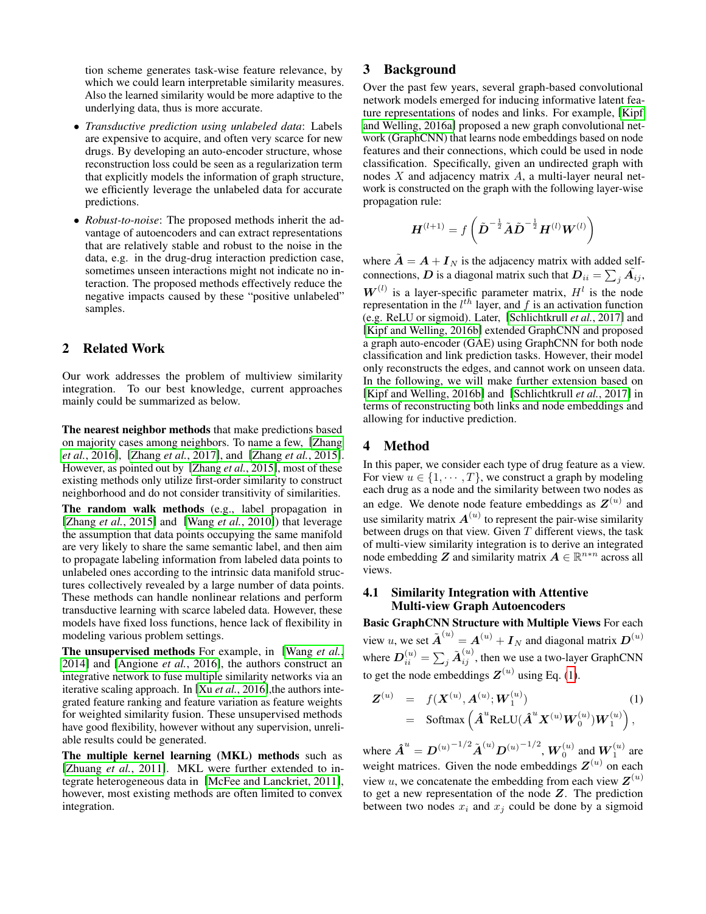tion scheme generates task-wise feature relevance, by which we could learn interpretable similarity measures. Also the learned similarity would be more adaptive to the underlying data, thus is more accurate.

- *Transductive prediction using unlabeled data*: Labels are expensive to acquire, and often very scarce for new drugs. By developing an auto-encoder structure, whose reconstruction loss could be seen as a regularization term that explicitly models the information of graph structure, we efficiently leverage the unlabeled data for accurate predictions.
- *Robust-to-noise*: The proposed methods inherit the advantage of autoencoders and can extract representations that are relatively stable and robust to the noise in the data, e.g. in the drug-drug interaction prediction case, sometimes unseen interactions might not indicate no interaction. The proposed methods effectively reduce the negative impacts caused by these "positive unlabeled" samples.

## 2 Related Work

Our work addresses the problem of multiview similarity integration. To our best knowledge, current approaches mainly could be summarized as below.

**The nearest neighbor methods** that make predictions based on majority cases among neighbors. To name a few, [Zhang *et al.*, 2016], [Zhang *et al.*, 2017], and [Zhang *et al.*, 2015]. However, as pointed out by [Zhang *et al.*, 2015], most of these existing methods only utilize first-order similarity to construct neighborhood and do not consider transitivity of similarities.

**The random walk methods** (e.g., label propagation in [Zhang *et al.*, 2015] and [Wang *et al.*, 2010]) that leverage the assumption that data points occupying the same manifold are very likely to share the same semantic label, and then aim to propagate labeling information from labeled data points to unlabeled ones according to the intrinsic data manifold structures collectively revealed by a large number of data points. These methods can handle nonlinear relations and perform transductive learning with scarce labeled data. However, these models have fixed loss functions, hence lack of flexibility in modeling various problem settings.

**The unsupervised methods** For example, in [Wang *et al.*, 2014] and [Angione *et al.*, 2016], the authors construct an integrative network to fuse multiple similarity networks via an iterative scaling approach. In [Xu *et al.*, 2016],the authors integrated feature ranking and feature variation as feature weights for weighted similarity fusion. These unsupervised methods have good flexibility, however without any supervision, unreliable results could be generated.

**The multiple kernel learning (MKL) methods** such as [Zhuang *et al.*, 2011]. MKL were further extended to integrate heterogeneous data in [McFee and Lanckriet, 2011], however, most existing methods are often limited to convex integration.

## 3 Background

Over the past few years, several graph-based convolutional network models emerged for inducing informative latent feature representations of nodes and links. For example, [Kipf and Welling, 2016a] proposed a new graph convolutional network (GraphCNN) that learns node embeddings based on node features and their connections, which could be used in node classification. Specifically, given an undirected graph with nodes $X$ and adjacency matrix $A$, a multi-layer neural network is constructed on the graph with the following layer-wise propagation rule:

$$\boldsymbol{H}^{(l+1)} = f\left(\tilde{\boldsymbol{D}}^{-\frac{1}{2}}\tilde{\boldsymbol{A}}\tilde{\boldsymbol{D}}^{-\frac{1}{2}}\boldsymbol{H}^{(l)}\boldsymbol{W}^{(l)}\right)$$

where $\tilde{\boldsymbol{A}} = \boldsymbol{A} + \boldsymbol{I}_N$ is the adjacency matrix with added self-connections, $\boldsymbol{D}$ is a diagonal matrix such that $\boldsymbol{D}_{ii} = \sum_j \tilde{\boldsymbol{A}_{ij}}$, $\boldsymbol{W}^{(l)}$ is a layer-specific parameter matrix, $H^l$ is the node representation in the $l^{th}$ layer, and $f$ is an activation function (e.g. ReLU or sigmoid). Later, [Schlichtkrull *et al.*, 2017] and [Kipf and Welling, 2016b] extended GraphCNN and proposed a graph auto-encoder (GAE) using GraphCNN for both node classification and link prediction tasks. However, their model only reconstructs the edges, and cannot work on unseen data. In the following, we will make further extension based on [Kipf and Welling, 2016b] and [Schlichtkrull *et al.*, 2017] in terms of reconstructing both links and node embeddings and allowing for inductive prediction.

## 4 Method

In this paper, we consider each type of drug feature as a view. For view $u \in \{1, \cdots, T\}$, we construct a graph by modeling each drug as a node and the similarity between two nodes as an edge. We denote node feature embeddings as $\boldsymbol{Z}^{(u)}$ and use similarity matrix $\boldsymbol{A}^{(u)}$ to represent the pair-wise similarity between drugs on that view. Given $T$ different views, the task of multi-view similarity integration is to derive an integrated node embedding $\boldsymbol{Z}$ and similarity matrix $\boldsymbol{A} \in \mathbb{R}^{n*n}$ across all views.

### 4.1 Similarity Integration with Attentive Multi-view Graph Autoencoders

**Basic GraphCNN Structure with Multiple Views** For each view $u$, we set $\tilde{\boldsymbol{A}}^{(u)} = \boldsymbol{A}^{(u)} + \boldsymbol{I}_N$ and diagonal matrix $\boldsymbol{D}^{(u)}$ where $\boldsymbol{D}^{(u)}_{ii} = \sum_j \tilde{\boldsymbol{A}}^{(u)}_{ij}$, then we use a two-layer GraphCNN to get the node embeddings $\boldsymbol{Z}^{(u)}$ using Eq. (1).

$$\begin{aligned}
\boldsymbol{Z}^{(u)} &= f(\boldsymbol{X}^{(u)}, \boldsymbol{A}^{(u)}; \boldsymbol{W}_1^{(u)}) \\
&= \text{Softmax}\left(\hat{\boldsymbol{A}}^u \text{ReLU}(\hat{\boldsymbol{A}}^u \boldsymbol{X}^{(u)}\boldsymbol{W}_0^{(u)})\boldsymbol{W}_1^{(u)}\right),
\end{aligned} \tag{1}$$

where $\hat{\boldsymbol{A}}^u = {\boldsymbol{D}^{(u)}}^{-1/2}\tilde{\boldsymbol{A}}^{(u)}{\boldsymbol{D}^{(u)}}^{-1/2}$, $\boldsymbol{W}_0^{(u)}$ and $\boldsymbol{W}_1^{(u)}$ are weight matrices. Given the node embeddings $\boldsymbol{Z}^{(u)}$ on each view $u$, we concatenate the embedding from each view $\boldsymbol{Z}^{(u)}$ to get a new representation of the node $\boldsymbol{Z}$. The prediction between two nodes $x_i$ and $x_j$ could be done by a sigmoid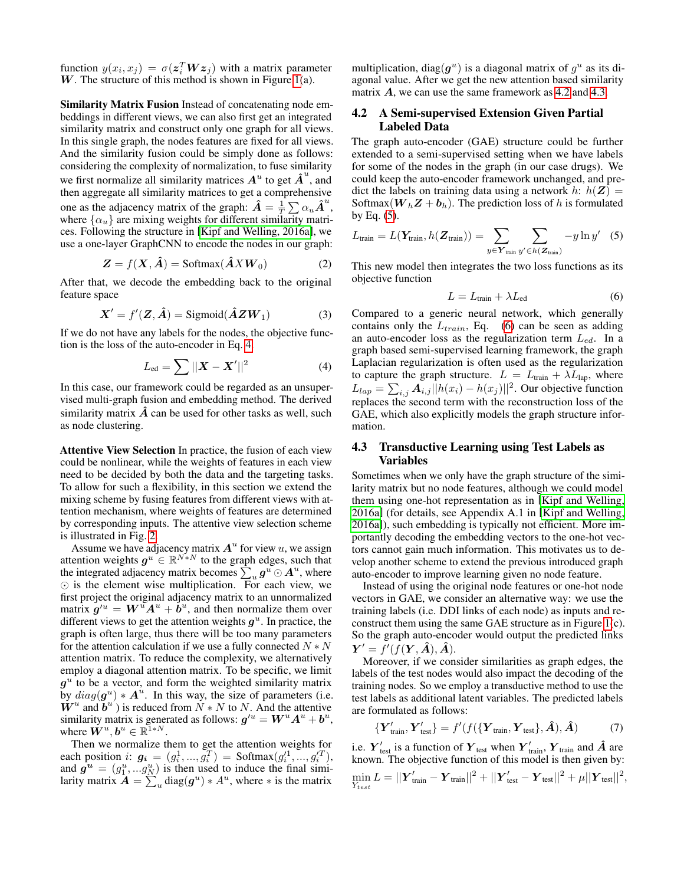function $y(x_i, x_j) = \sigma(\boldsymbol{z}_i^T \boldsymbol{W} \boldsymbol{z}_j)$ with a matrix parameter $\boldsymbol{W}$. The structure of this method is shown in Figure 1(a).

**Similarity Matrix Fusion** Instead of concatenating node embeddings in different views, we can also first get an integrated similarity matrix and construct only one graph for all views. In this single graph, the nodes features are fixed for all views. And the similarity fusion could be simply done as follows: considering the complexity of normalization, to fuse similarity we first normalize all similarity matrices $\boldsymbol{A}^u$ to get $\hat{\boldsymbol{A}}^u$, and then aggregate all similarity matrices to get a comprehensive one as the adjacency matrix of the graph: $\hat{\boldsymbol{A}} = \frac{1}{T}\sum \alpha_u \hat{\boldsymbol{A}}^u$, where $\{\alpha_u\}$ are mixing weights for different similarity matrices. Following the structure in [Kipf and Welling, 2016a], we use a one-layer GraphCNN to encode the nodes in our graph:

$$\boldsymbol{Z} = f(\boldsymbol{X}, \hat{\boldsymbol{A}}) = \text{Softmax}(\hat{\boldsymbol{A}} X \boldsymbol{W}_0) \tag{2}$$

After that, we decode the embedding back to the original feature space

$$\boldsymbol{X}' = f'(\boldsymbol{Z}, \hat{\boldsymbol{A}}) = \text{Sigmoid}(\hat{\boldsymbol{A}} \boldsymbol{Z} \boldsymbol{W}_1) \tag{3}$$

If we do not have any labels for the nodes, the objective function is the loss of the auto-encoder in Eq. 4

$$L_{\text{ed}} = \sum ||\boldsymbol{X} - \boldsymbol{X}'||^2 \tag{4}$$

In this case, our framework could be regarded as an unsupervised multi-graph fusion and embedding method. The derived similarity matrix $\hat{\boldsymbol{A}}$ can be used for other tasks as well, such as node clustering.

**Attentive View Selection** In practice, the fusion of each view could be nonlinear, while the weights of features in each view need to be decided by both the data and the targeting tasks. To allow for such a flexibility, in this section we extend the mixing scheme by fusing features from different views with attention mechanism, where weights of features are determined by corresponding inputs. The attentive view selection scheme is illustrated in Fig. 2.

Assume we have adjacency matrix $\boldsymbol{A}^u$ for view $u$, we assign attention weights $\boldsymbol{g}^u \in \mathbb{R}^{N*N}$ to the graph edges, such that the integrated adjacency matrix becomes $\sum_u \boldsymbol{g}^u \odot \boldsymbol{A}^u$, where $\odot$ is the element wise multiplication. For each view, we first project the original adjacency matrix to an unnormalized matrix $\boldsymbol{g}'^u = \boldsymbol{W}^u \boldsymbol{A}^u + \boldsymbol{b}^u$, and then normalize them over different views to get the attention weights $\boldsymbol{g}^u$. In practice, the graph is often large, thus there will be too many parameters for the attention calculation if we use a fully connected $N * N$ attention matrix. To reduce the complexity, we alternatively employ a diagonal attention matrix. To be specific, we limit $\boldsymbol{g}^u$ to be a vector, and form the weighted similarity matrix by $diag(\boldsymbol{g}^u) * \boldsymbol{A}^u$. In this way, the size of parameters (i.e. $\boldsymbol{W}^u$ and $\boldsymbol{b}^u$ ) is reduced from $N * N$ to $N$. And the attentive similarity matrix is generated as follows: $\boldsymbol{g}'^u = \boldsymbol{W}^u \boldsymbol{A}^u + \boldsymbol{b}^u$, where $\boldsymbol{W}^u, \boldsymbol{b}^u \in \mathbb{R}^{1*N}$.

Then we normalize them to get the attention weights for each position $i$: $\boldsymbol{g_i} = (g_i^1, ..., g_i^T) = \text{Softmax}(g_i'^1, ..., g_i'^T)$, and $\boldsymbol{g}^u = (g_1^u, ... g_N^u)$ is then used to induce the final similarity matrix $\boldsymbol{A} = \sum_u \text{diag}(\boldsymbol{g}^u) * A^u$, where $*$ is the matrix multiplication, $\text{diag}(\boldsymbol{g}^u)$ is a diagonal matrix of $g^u$ as its diagonal value. After we get the new attention based similarity matrix $\boldsymbol{A}$, we can use the same framework as 4.2 and 4.3.

## 4.2 A Semi-supervised Extension Given Partial Labeled Data

The graph auto-encoder (GAE) structure could be further extended to a semi-supervised setting when we have labels for some of the nodes in the graph (in our case drugs). We could keep the auto-encoder framework unchanged, and predict the labels on training data using a network $h$: $h(\boldsymbol{Z}) = \text{Softmax}(\boldsymbol{W}_h \boldsymbol{Z} + \boldsymbol{b}_h)$. The prediction loss of $h$ is formulated by Eq. (5).

$$L_{\text{train}} = L(\boldsymbol{Y}_{\text{train}}, h(\boldsymbol{Z}_{\text{train}})) = \sum_{y \in \boldsymbol{Y}_{\text{train}}} \sum_{y' \in h(\boldsymbol{Z}_{\text{train}})} -y \ln y' \tag{5}$$

This new model then integrates the two loss functions as its objective function

$$L = L_{\text{train}} + \lambda L_{\text{ed}} \tag{6}$$

Compared to a generic neural network, which generally contains only the $L_{train}$, Eq. (6) can be seen as adding an auto-encoder loss as the regularization term $L_{ed}$. In a graph based semi-supervised learning framework, the graph Laplacian regularization is often used as the regularization to capture the graph structure. $L = L_{\text{train}} + \lambda L_{\text{lap}}$, where $L_{lap} = \sum_{i,j} \boldsymbol{A}_{i,j} ||h(x_i) - h(x_j)||^2$. Our objective function replaces the second term with the reconstruction loss of the GAE, which also explicitly models the graph structure information.

## 4.3 Transductive Learning using Test Labels as Variables

Sometimes when we only have the graph structure of the similarity matrix but no node features, although we could model them using one-hot representation as in [Kipf and Welling, 2016a] (for details, see Appendix A.1 in [Kipf and Welling, 2016a]), such embedding is typically not efficient. More importantly decoding the embedding vectors to the one-hot vectors cannot gain much information. This motivates us to develop another scheme to extend the previous introduced graph auto-encoder to improve learning given no node feature.

Instead of using the original node features or one-hot node vectors in GAE, we consider an alternative way: we use the training labels (i.e. DDI links of each node) as inputs and reconstruct them using the same GAE structure as in Figure 1(c). So the graph auto-encoder would output the predicted links $\boldsymbol{Y}' = f'(f(\boldsymbol{Y}, \hat{\boldsymbol{A}}), \hat{\boldsymbol{A}})$.

Moreover, if we consider similarities as graph edges, the labels of the test nodes would also impact the decoding of the training nodes. So we employ a transductive method to use the test labels as additional latent variables. The predicted labels are formulated as follows:

$$\{\boldsymbol{Y}'_{\text{train}}, \boldsymbol{Y}'_{\text{test}}\} = f'(f(\{\boldsymbol{Y}_{\text{train}}, \boldsymbol{Y}_{\text{test}}\}, \hat{\boldsymbol{A}}), \hat{\boldsymbol{A}}) \tag{7}$$

i.e. $\boldsymbol{Y}'_{\text{test}}$ is a function of $\boldsymbol{Y}_{\text{test}}$ when $\boldsymbol{Y}'_{\text{train}}, \boldsymbol{Y}_{\text{train}}$ and $\hat{\boldsymbol{A}}$ are known. The objective function of this model is then given by:

$$\min_{Y_{test}} L = ||\boldsymbol{Y}'_{\text{train}} - \boldsymbol{Y}_{\text{train}}||^2 + ||\boldsymbol{Y}'_{\text{test}} - \boldsymbol{Y}_{\text{test}}||^2 + \mu ||\boldsymbol{Y}_{\text{test}}||^2,$$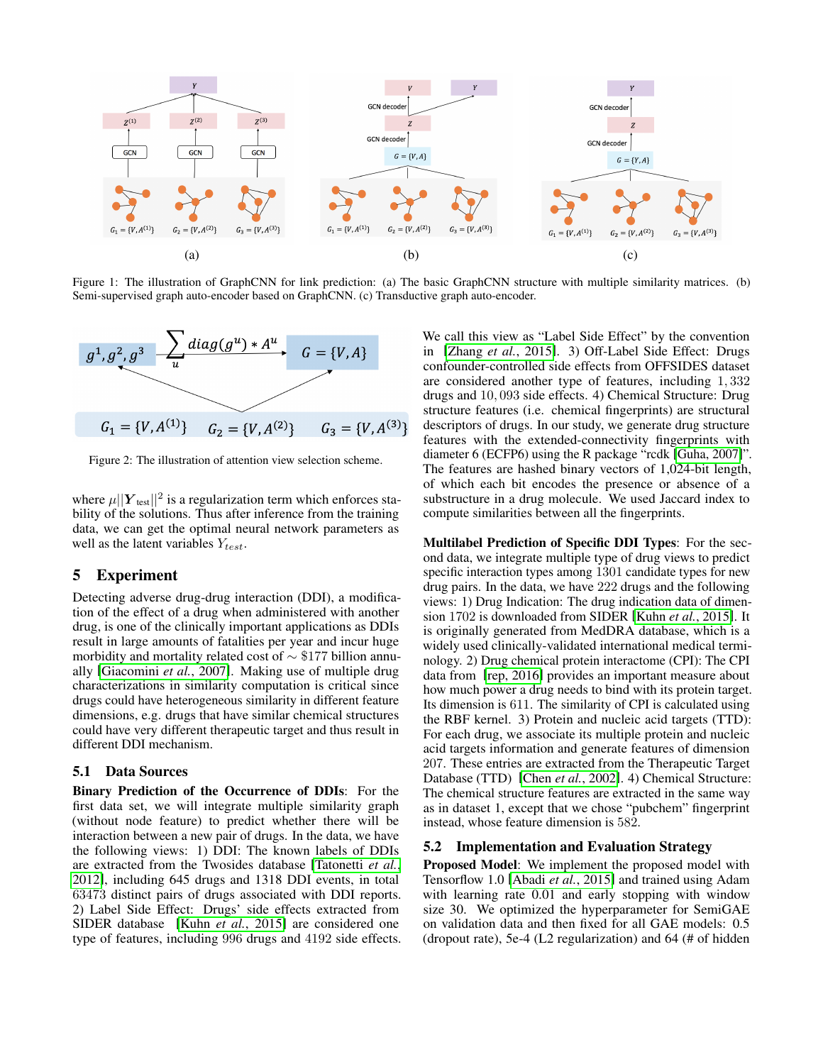Figure 1: The illustration of GraphCNN for link prediction: (a) The basic GraphCNN structure with multiple similarity matrices. (b) Semi-supervised graph auto-encoder based on GraphCNN. (c) Transductive graph auto-encoder.

Figure 2: The illustration of attention view selection scheme.

where $\mu||\boldsymbol{Y}_{\text{test}}||^2$ is a regularization term which enforces stability of the solutions. Thus after inference from the training data, we can get the optimal neural network parameters as well as the latent variables $Y_{test}$.

## 5 Experiment

Detecting adverse drug-drug interaction (DDI), a modification of the effect of a drug when administered with another drug, is one of the clinically important applications as DDIs result in large amounts of fatalities per year and incur huge morbidity and mortality related cost of $\sim \$177$ billion annually [Giacomini *et al.*, 2007]. Making use of multiple drug characterizations in similarity computation is critical since drugs could have heterogeneous similarity in different feature dimensions, e.g. drugs that have similar chemical structures could have very different therapeutic target and thus result in different DDI mechanism.

### 5.1 Data Sources

**Binary Prediction of the Occurrence of DDIs**: For the first data set, we will integrate multiple similarity graph (without node feature) to predict whether there will be interaction between a new pair of drugs. In the data, we have the following views: 1) DDI: The known labels of DDIs are extracted from the Twosides database [Tatonetti *et al.*, 2012], including 645 drugs and 1318 DDI events, in total 63473 distinct pairs of drugs associated with DDI reports. 2) Label Side Effect: Drugs' side effects extracted from SIDER database [Kuhn *et al.*, 2015] are considered one type of features, including 996 drugs and 4192 side effects. We call this view as "Label Side Effect" by the convention in [Zhang *et al.*, 2015]. 3) Off-Label Side Effect: Drugs confounder-controlled side effects from OFFSIDES dataset are considered another type of features, including 1,332 drugs and 10,093 side effects. 4) Chemical Structure: Drug structure features (i.e. chemical fingerprints) are structural descriptors of drugs. In our study, we generate drug structure features with the extended-connectivity fingerprints with diameter 6 (ECFP6) using the R package "rcdk [Guha, 2007]". The features are hashed binary vectors of 1,024-bit length, of which each bit encodes the presence or absence of a substructure in a drug molecule. We used Jaccard index to compute similarities between all the fingerprints.

**Multilabel Prediction of Specific DDI Types**: For the second data, we integrate multiple type of drug views to predict specific interaction types among 1301 candidate types for new drug pairs. In the data, we have 222 drugs and the following views: 1) Drug Indication: The drug indication data of dimension 1702 is downloaded from SIDER [Kuhn *et al.*, 2015]. It is originally generated from MedDRA database, which is a widely used clinically-validated international medical terminology. 2) Drug chemical protein interactome (CPI): The CPI data from [rep, 2016] provides an important measure about how much power a drug needs to bind with its protein target. Its dimension is 611. The similarity of CPI is calculated using the RBF kernel. 3) Protein and nucleic acid targets (TTD): For each drug, we associate its multiple protein and nucleic acid targets information and generate features of dimension 207. These entries are extracted from the Therapeutic Target Database (TTD) [Chen *et al.*, 2002]. 4) Chemical Structure: The chemical structure features are extracted in the same way as in dataset 1, except that we chose "pubchem" fingerprint instead, whose feature dimension is 582.

### 5.2 Implementation and Evaluation Strategy

**Proposed Model**: We implement the proposed model with Tensorflow 1.0 [Abadi *et al.*, 2015] and trained using Adam with learning rate 0.01 and early stopping with window size 30. We optimized the hyperparameter for SemiGAE on validation data and then fixed for all GAE models: 0.5 (dropout rate), 5e-4 (L2 regularization) and 64 (# of hidden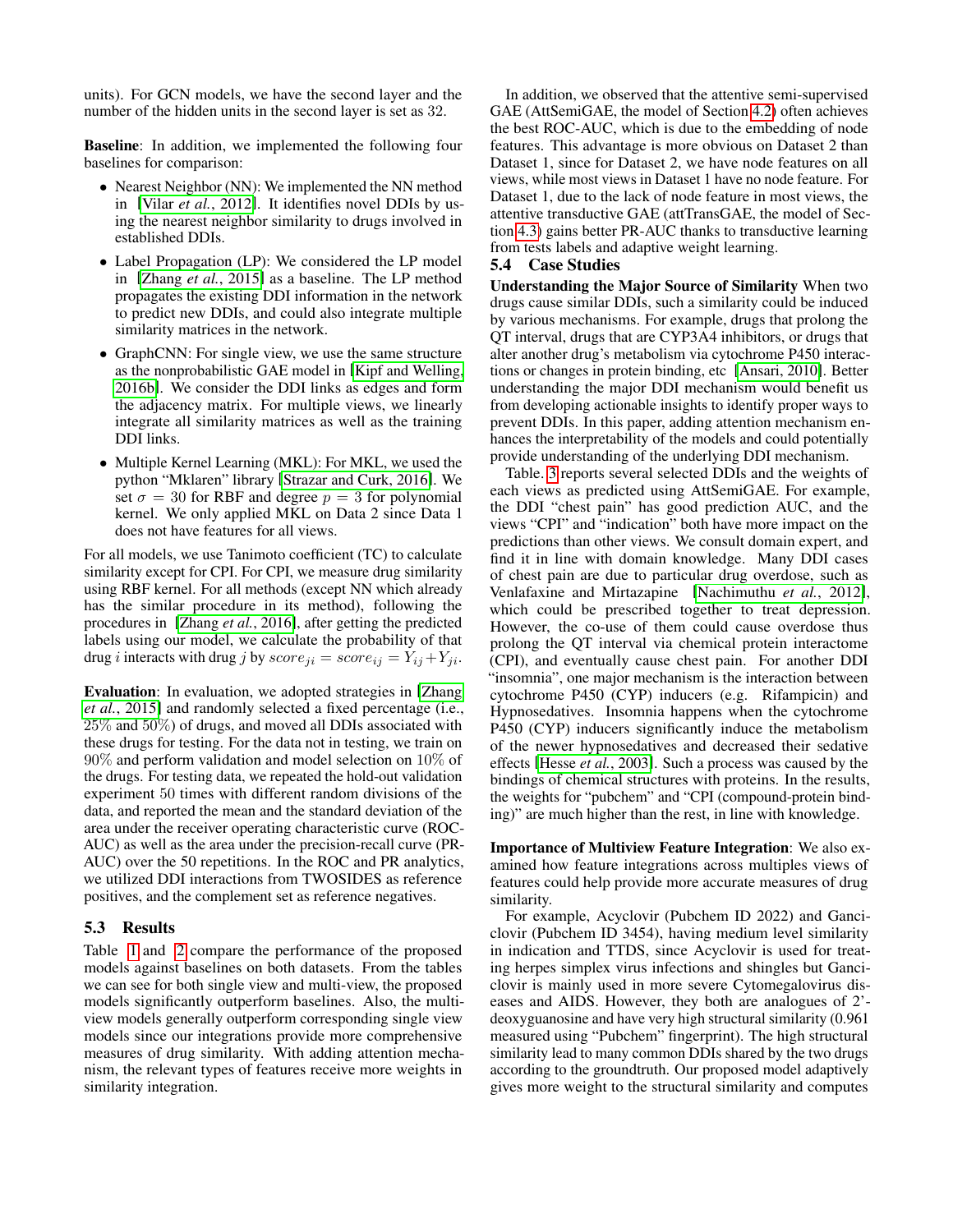units). For GCN models, we have the second layer and the number of the hidden units in the second layer is set as 32.

**Baseline**: In addition, we implemented the following four baselines for comparison:

- Nearest Neighbor (NN): We implemented the NN method in [Vilar *et al.*, 2012]. It identifies novel DDIs by using the nearest neighbor similarity to drugs involved in established DDIs.
- Label Propagation (LP): We considered the LP model in [Zhang *et al.*, 2015] as a baseline. The LP method propagates the existing DDI information in the network to predict new DDIs, and could also integrate multiple similarity matrices in the network.
- GraphCNN: For single view, we use the same structure as the nonprobabilistic GAE model in [Kipf and Welling, 2016b]. We consider the DDI links as edges and form the adjacency matrix. For multiple views, we linearly integrate all similarity matrices as well as the training DDI links.
- Multiple Kernel Learning (MKL): For MKL, we used the python "Mklaren" library [Strazar and Curk, 2016]. We set $\sigma = 30$ for RBF and degree $p = 3$ for polynomial kernel. We only applied MKL on Data 2 since Data 1 does not have features for all views.

For all models, we use Tanimoto coefficient (TC) to calculate similarity except for CPI. For CPI, we measure drug similarity using RBF kernel. For all methods (except NN which already has the similar procedure in its method), following the procedures in [Zhang *et al.*, 2016], after getting the predicted labels using our model, we calculate the probability of that drug $i$ interacts with drug $j$ by $score_{ji} = score_{ij} = Y_{ij} + Y_{ji}$.

**Evaluation**: In evaluation, we adopted strategies in [Zhang *et al.*, 2015] and randomly selected a fixed percentage (i.e., 25% and 50%) of drugs, and moved all DDIs associated with these drugs for testing. For the data not in testing, we train on 90% and perform validation and model selection on 10% of the drugs. For testing data, we repeated the hold-out validation experiment 50 times with different random divisions of the data, and reported the mean and the standard deviation of the area under the receiver operating characteristic curve (ROC-AUC) as well as the area under the precision-recall curve (PR-AUC) over the 50 repetitions. In the ROC and PR analytics, we utilized DDI interactions from TWOSIDES as reference positives, and the complement set as reference negatives.

### 5.3 Results

Table 1 and 2 compare the performance of the proposed models against baselines on both datasets. From the tables we can see for both single view and multi-view, the proposed models significantly outperform baselines. Also, the multi-view models generally outperform corresponding single view models since our integrations provide more comprehensive measures of drug similarity. With adding attention mechanism, the relevant types of features receive more weights in similarity integration.

In addition, we observed that the attentive semi-supervised GAE (AttSemiGAE, the model of Section 4.2) often achieves the best ROC-AUC, which is due to the embedding of node features. This advantage is more obvious on Dataset 2 than Dataset 1, since for Dataset 2, we have node features on all views, while most views in Dataset 1 have no node feature. For Dataset 1, due to the lack of node feature in most views, the attentive transductive GAE (attTransGAE, the model of Section 4.3) gains better PR-AUC thanks to transductive learning from tests labels and adaptive weight learning.

### 5.4 Case Studies

**Understanding the Major Source of Similarity** When two drugs cause similar DDIs, such a similarity could be induced by various mechanisms. For example, drugs that prolong the QT interval, drugs that are CYP3A4 inhibitors, or drugs that alter another drug's metabolism via cytochrome P450 interactions or changes in protein binding, etc [Ansari, 2010]. Better understanding the major DDI mechanism would benefit us from developing actionable insights to identify proper ways to prevent DDIs. In this paper, adding attention mechanism enhances the interpretability of the models and could potentially provide understanding of the underlying DDI mechanism.

Table. 3 reports several selected DDIs and the weights of each views as predicted using AttSemiGAE. For example, the DDI "chest pain" has good prediction AUC, and the views "CPI" and "indication" both have more impact on the predictions than other views. We consult domain expert, and find it in line with domain knowledge. Many DDI cases of chest pain are due to particular drug overdose, such as Venlafaxine and Mirtazapine [Nachimuthu *et al.*, 2012], which could be prescribed together to treat depression. However, the co-use of them could cause overdose thus prolong the QT interval via chemical protein interactome (CPI), and eventually cause chest pain. For another DDI "insomnia", one major mechanism is the interaction between cytochrome P450 (CYP) inducers (e.g. Rifampicin) and Hypnosedatives. Insomnia happens when the cytochrome P450 (CYP) inducers significantly induce the metabolism of the newer hypnosedatives and decreased their sedative effects [Hesse *et al.*, 2003]. Such a process was caused by the bindings of chemical structures with proteins. In the results, the weights for "pubchem" and "CPI (compound-protein binding)" are much higher than the rest, in line with knowledge.

**Importance of Multiview Feature Integration**: We also examined how feature integrations across multiples views of features could help provide more accurate measures of drug similarity.

For example, Acyclovir (Pubchem ID 2022) and Ganciclovir (Pubchem ID 3454), having medium level similarity in indication and TTDS, since Acyclovir is used for treating herpes simplex virus infections and shingles but Ganciclovir is mainly used in more severe Cytomegalovirus diseases and AIDS. However, they both are analogues of 2'-deoxyguanosine and have very high structural similarity (0.961 measured using "Pubchem" fingerprint). The high structural similarity lead to many common DDIs shared by the two drugs according to the groundtruth. Our proposed model adaptively gives more weight to the structural similarity and computes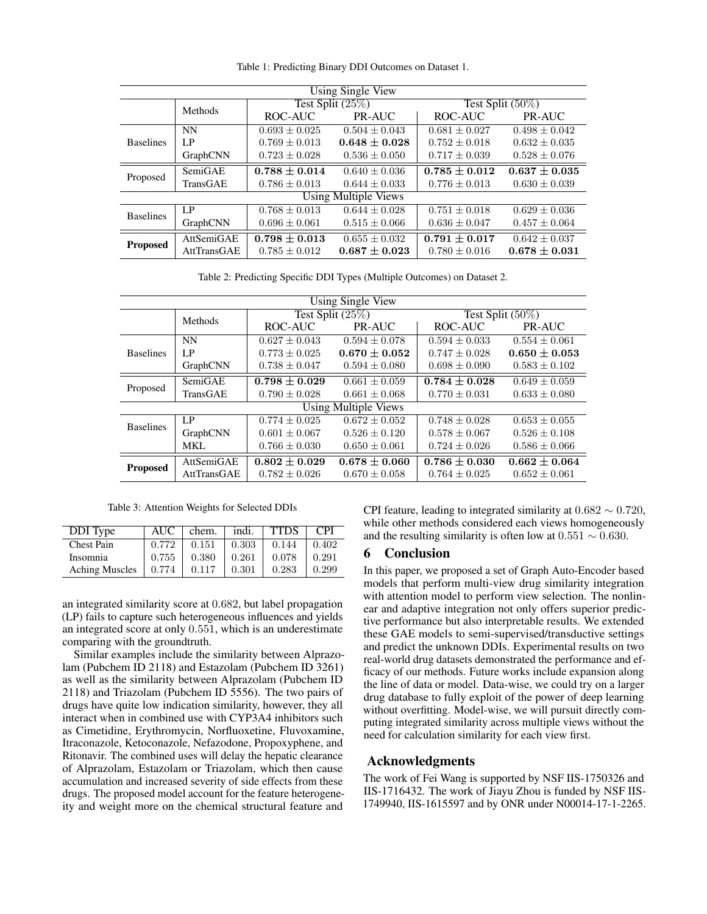Table 1: Predicting Binary DDI Outcomes on Dataset 1.

| Using Single View | | | | | |
|---|---|---|---|---|---|
| | Methods | Test Split (25%) | | Test Split (50%) | |
| | | ROC-AUC | PR-AUC | ROC-AUC | PR-AUC |
| Baselines | NN | $0.693 \pm 0.025$ | $0.504 \pm 0.043$ | $0.681 \pm 0.027$ | $0.498 \pm 0.042$ |
| | LP | $0.769 \pm 0.013$ | $\mathbf{0.648 \pm 0.028}$ | $0.752 \pm 0.018$ | $0.632 \pm 0.035$ |
| | GraphCNN | $0.723 \pm 0.028$ | $0.536 \pm 0.050$ | $0.717 \pm 0.039$ | $0.528 \pm 0.076$ |
| Proposed | SemiGAE | $\mathbf{0.788 \pm 0.014}$ | $0.640 \pm 0.036$ | $\mathbf{0.785 \pm 0.012}$ | $\mathbf{0.637 \pm 0.035}$ |
| | TransGAE | $0.786 \pm 0.013$ | $0.644 \pm 0.033$ | $0.776 \pm 0.013$ | $0.630 \pm 0.039$ |
| Using Multiple Views | | | | | |
| Baselines | LP | $0.768 \pm 0.013$ | $0.644 \pm 0.028$ | $0.751 \pm 0.018$ | $0.629 \pm 0.036$ |
| | GraphCNN | $0.696 \pm 0.061$ | $0.515 \pm 0.066$ | $0.636 \pm 0.047$ | $0.457 \pm 0.064$ |
| **Proposed** | AttSemiGAE | $\mathbf{0.798 \pm 0.013}$ | $0.655 \pm 0.032$ | $\mathbf{0.791 \pm 0.017}$ | $0.642 \pm 0.037$ |
| | AttTransGAE | $0.785 \pm 0.012$ | $\mathbf{0.687 \pm 0.023}$ | $0.780 \pm 0.016$ | $\mathbf{0.678 \pm 0.031}$ |

Table 2: Predicting Specific DDI Types (Multiple Outcomes) on Dataset 2.

| Using Single View | | | | | |
|---|---|---|---|---|---|
| | Methods | Test Split (25%) | | Test Split (50%) | |
| | | ROC-AUC | PR-AUC | ROC-AUC | PR-AUC |
| Baselines | NN | $0.627 \pm 0.043$ | $0.594 \pm 0.078$ | $0.594 \pm 0.033$ | $0.554 \pm 0.061$ |
| | LP | $0.773 \pm 0.025$ | $\mathbf{0.670 \pm 0.052}$ | $0.747 \pm 0.028$ | $\mathbf{0.650 \pm 0.053}$ |
| | GraphCNN | $0.738 \pm 0.047$ | $0.594 \pm 0.080$ | $0.698 \pm 0.090$ | $0.583 \pm 0.102$ |
| Proposed | SemiGAE | $\mathbf{0.798 \pm 0.029}$ | $0.661 \pm 0.059$ | $\mathbf{0.784 \pm 0.028}$ | $0.649 \pm 0.059$ |
| | TransGAE | $0.790 \pm 0.028$ | $0.661 \pm 0.068$ | $0.770 \pm 0.031$ | $0.633 \pm 0.080$ |
| Using Multiple Views | | | | | |
| Baselines | LP | $0.774 \pm 0.025$ | $0.672 \pm 0.052$ | $0.748 \pm 0.028$ | $0.653 \pm 0.055$ |
| | GraphCNN | $0.601 \pm 0.067$ | $0.526 \pm 0.120$ | $0.578 \pm 0.067$ | $0.526 \pm 0.108$ |
| | MKL | $0.766 \pm 0.030$ | $0.650 \pm 0.061$ | $0.724 \pm 0.026$ | $0.586 \pm 0.066$ |
| **Proposed** | AttSemiGAE | $\mathbf{0.802 \pm 0.029}$ | $\mathbf{0.678 \pm 0.060}$ | $\mathbf{0.786 \pm 0.030}$ | $\mathbf{0.662 \pm 0.064}$ |
| | AttTransGAE | $0.782 \pm 0.026$ | $0.670 \pm 0.058$ | $0.764 \pm 0.025$ | $0.652 \pm 0.061$ |

Table 3: Attention Weights for Selected DDIs

| DDI Type | AUC | chem. | indi. | TTDS | CPI |
|---|---|---|---|---|---|
| Chest Pain | 0.772 | 0.151 | 0.303 | 0.144 | 0.402 |
| Insomnia | 0.755 | 0.380 | 0.261 | 0.078 | 0.291 |
| Aching Muscles | 0.774 | 0.117 | 0.301 | 0.283 | 0.299 |

an integrated similarity score at $0.682$, but label propagation (LP) fails to capture such heterogeneous influences and yields an integrated score at only $0.551$, which is an underestimate comparing with the groundtruth.

Similar examples include the similarity between Alprazolam (Pubchem ID 2118) and Estazolam (Pubchem ID 3261) as well as the similarity between Alprazolam (Pubchem ID 2118) and Triazolam (Pubchem ID 5556). The two pairs of drugs have quite low indication similarity, however, they all interact when in combined use with CYP3A4 inhibitors such as Cimetidine, Erythromycin, Norfluoxetine, Fluvoxamine, Itraconazole, Ketoconazole, Nefazodone, Propoxyphene, and Ritonavir. The combined uses will delay the hepatic clearance of Alprazolam, Estazolam or Triazolam, which then cause accumulation and increased severity of side effects from these drugs. The proposed model account for the feature heterogeneity and weight more on the chemical structural feature and CPI feature, leading to integrated similarity at $0.682 \sim 0.720$, while other methods considered each views homogeneously and the resulting similarity is often low at $0.551 \sim 0.630$.

## 6 Conclusion

In this paper, we proposed a set of Graph Auto-Encoder based models that perform multi-view drug similarity integration with attention model to perform view selection. The nonlinear and adaptive integration not only offers superior predictive performance but also interpretable results. We extended these GAE models to semi-supervised/transductive settings and predict the unknown DDIs. Experimental results on two real-world drug datasets demonstrated the performance and efficacy of our methods. Future works include expansion along the line of data or model. Data-wise, we could try on a larger drug database to fully exploit of the power of deep learning without overfitting. Model-wise, we will pursuit directly computing integrated similarity across multiple views without the need for calculation similarity for each view first.

## Acknowledgments

The work of Fei Wang is supported by NSF IIS-1750326 and IIS-1716432. The work of Jiayu Zhou is funded by NSF IIS-1749940, IIS-1615597 and by ONR under N00014-17-1-2265.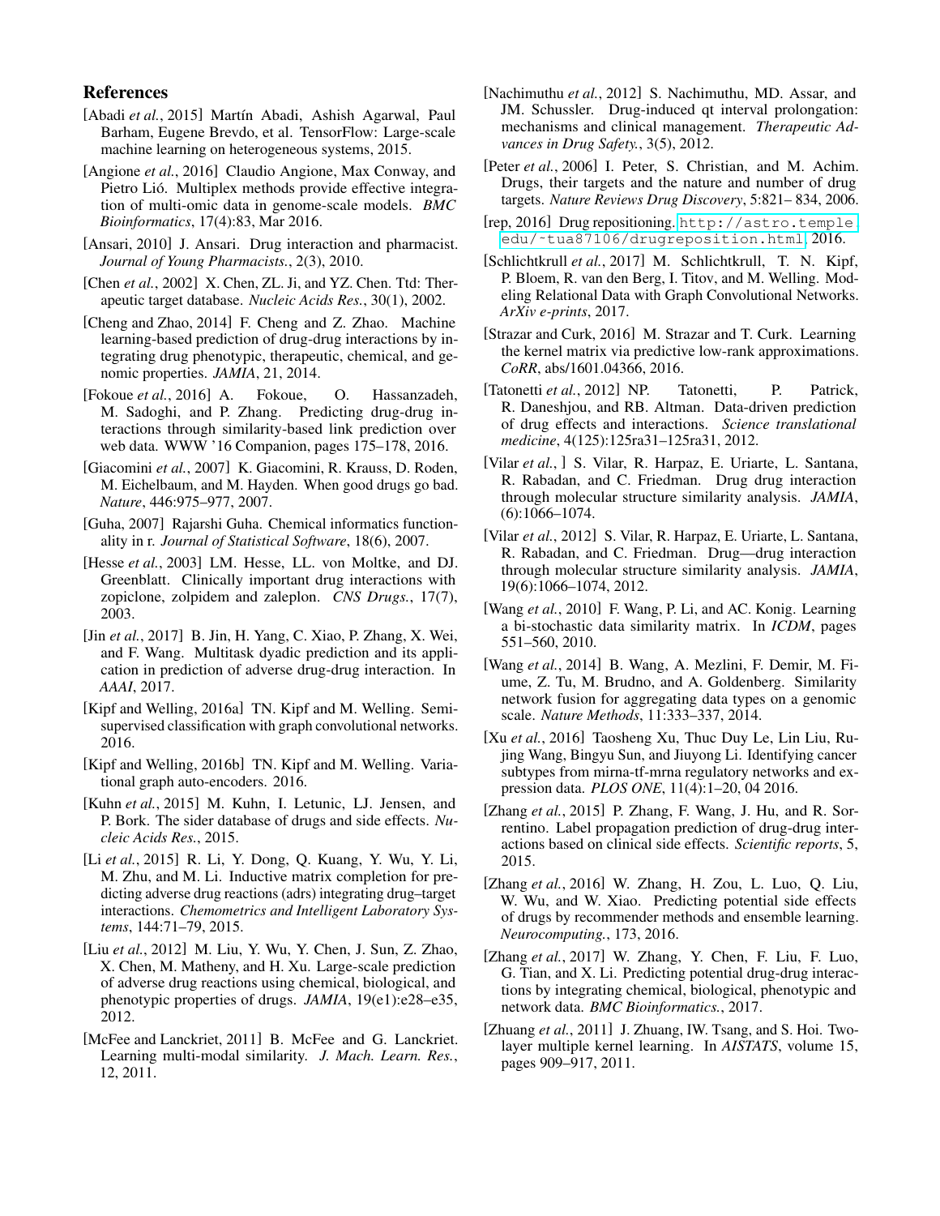## References

[Abadi *et al.*, 2015] Martín Abadi, Ashish Agarwal, Paul Barham, Eugene Brevdo, et al. TensorFlow: Large-scale machine learning on heterogeneous systems, 2015.

[Angione *et al.*, 2016] Claudio Angione, Max Conway, and Pietro Lió. Multiplex methods provide effective integration of multi-omic data in genome-scale models. *BMC Bioinformatics*, 17(4):83, Mar 2016.

[Ansari, 2010] J. Ansari. Drug interaction and pharmacist. *Journal of Young Pharmacists.*, 2(3), 2010.

[Chen *et al.*, 2002] X. Chen, ZL. Ji, and YZ. Chen. Ttd: Therapeutic target database. *Nucleic Acids Res.*, 30(1), 2002.

[Cheng and Zhao, 2014] F. Cheng and Z. Zhao. Machine learning-based prediction of drug-drug interactions by integrating drug phenotypic, therapeutic, chemical, and genomic properties. *JAMIA*, 21, 2014.

[Fokoue *et al.*, 2016] A. Fokoue, O. Hassanzadeh, M. Sadoghi, and P. Zhang. Predicting drug-drug interactions through similarity-based link prediction over web data. WWW '16 Companion, pages 175–178, 2016.

[Giacomini *et al.*, 2007] K. Giacomini, R. Krauss, D. Roden, M. Eichelbaum, and M. Hayden. When good drugs go bad. *Nature*, 446:975–977, 2007.

[Guha, 2007] Rajarshi Guha. Chemical informatics functionality in r. *Journal of Statistical Software*, 18(6), 2007.

[Hesse *et al.*, 2003] LM. Hesse, LL. von Moltke, and DJ. Greenblatt. Clinically important drug interactions with zopiclone, zolpidem and zaleplon. *CNS Drugs.*, 17(7), 2003.

[Jin *et al.*, 2017] B. Jin, H. Yang, C. Xiao, P. Zhang, X. Wei, and F. Wang. Multitask dyadic prediction and its application in prediction of adverse drug-drug interaction. In *AAAI*, 2017.

[Kipf and Welling, 2016a] TN. Kipf and M. Welling. Semi-supervised classification with graph convolutional networks. 2016.

[Kipf and Welling, 2016b] TN. Kipf and M. Welling. Variational graph auto-encoders. 2016.

[Kuhn *et al.*, 2015] M. Kuhn, I. Letunic, LJ. Jensen, and P. Bork. The sider database of drugs and side effects. *Nucleic Acids Res.*, 2015.

[Li *et al.*, 2015] R. Li, Y. Dong, Q. Kuang, Y. Wu, Y. Li, M. Zhu, and M. Li. Inductive matrix completion for predicting adverse drug reactions (adrs) integrating drug–target interactions. *Chemometrics and Intelligent Laboratory Systems*, 144:71–79, 2015.

[Liu *et al.*, 2012] M. Liu, Y. Wu, Y. Chen, J. Sun, Z. Zhao, X. Chen, M. Matheny, and H. Xu. Large-scale prediction of adverse drug reactions using chemical, biological, and phenotypic properties of drugs. *JAMIA*, 19(e1):e28–e35, 2012.

[McFee and Lanckriet, 2011] B. McFee and G. Lanckriet. Learning multi-modal similarity. *J. Mach. Learn. Res.*, 12, 2011.

[Nachimuthu *et al.*, 2012] S. Nachimuthu, MD. Assar, and JM. Schussler. Drug-induced qt interval prolongation: mechanisms and clinical management. *Therapeutic Advances in Drug Safety.*, 3(5), 2012.

[Peter *et al.*, 2006] I. Peter, S. Christian, and M. Achim. Drugs, their targets and the nature and number of drug targets. *Nature Reviews Drug Discovery*, 5:821– 834, 2006.

[rep, 2016] Drug repositioning. http://astro.temple.edu/~tua87106/drugreposition.html, 2016.

[Schlichtkrull *et al.*, 2017] M. Schlichtkrull, T. N. Kipf, P. Bloem, R. van den Berg, I. Titov, and M. Welling. Modeling Relational Data with Graph Convolutional Networks. *ArXiv e-prints*, 2017.

[Strazar and Curk, 2016] M. Strazar and T. Curk. Learning the kernel matrix via predictive low-rank approximations. *CoRR*, abs/1601.04366, 2016.

[Tatonetti *et al.*, 2012] NP. Tatonetti, P. Patrick, R. Daneshjou, and RB. Altman. Data-driven prediction of drug effects and interactions. *Science translational medicine*, 4(125):125ra31–125ra31, 2012.

[Vilar *et al.*, ] S. Vilar, R. Harpaz, E. Uriarte, L. Santana, R. Rabadan, and C. Friedman. Drug drug interaction through molecular structure similarity analysis. *JAMIA*, (6):1066–1074.

[Vilar *et al.*, 2012] S. Vilar, R. Harpaz, E. Uriarte, L. Santana, R. Rabadan, and C. Friedman. Drug—drug interaction through molecular structure similarity analysis. *JAMIA*, 19(6):1066–1074, 2012.

[Wang *et al.*, 2010] F. Wang, P. Li, and AC. Konig. Learning a bi-stochastic data similarity matrix. In *ICDM*, pages 551–560, 2010.

[Wang *et al.*, 2014] B. Wang, A. Mezlini, F. Demir, M. Fiume, Z. Tu, M. Brudno, and A. Goldenberg. Similarity network fusion for aggregating data types on a genomic scale. *Nature Methods*, 11:333–337, 2014.

[Xu *et al.*, 2016] Taosheng Xu, Thuc Duy Le, Lin Liu, Rujing Wang, Bingyu Sun, and Jiuyong Li. Identifying cancer subtypes from mirna-tf-mrna regulatory networks and expression data. *PLOS ONE*, 11(4):1–20, 04 2016.

[Zhang *et al.*, 2015] P. Zhang, F. Wang, J. Hu, and R. Sorrentino. Label propagation prediction of drug-drug interactions based on clinical side effects. *Scientific reports*, 5, 2015.

[Zhang *et al.*, 2016] W. Zhang, H. Zou, L. Luo, Q. Liu, W. Wu, and W. Xiao. Predicting potential side effects of drugs by recommender methods and ensemble learning. *Neurocomputing.*, 173, 2016.

[Zhang *et al.*, 2017] W. Zhang, Y. Chen, F. Liu, F. Luo, G. Tian, and X. Li. Predicting potential drug-drug interactions by integrating chemical, biological, phenotypic and network data. *BMC Bioinformatics.*, 2017.

[Zhuang *et al.*, 2011] J. Zhuang, IW. Tsang, and S. Hoi. Two-layer multiple kernel learning. In *AISTATS*, volume 15, pages 909–917, 2011.